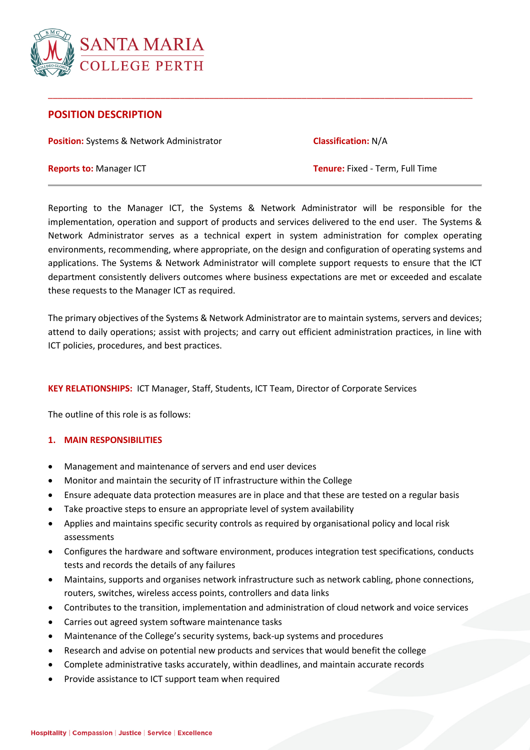SANTA MARIA
COLLEGE PERTH

## POSITION DESCRIPTION

**Position:** Systems & Network Administrator

**Classification:** N/A

**Reports to:** Manager ICT

**Tenure:** Fixed - Term, Full Time

Reporting to the Manager ICT, the Systems & Network Administrator will be responsible for the implementation, operation and support of products and services delivered to the end user. The Systems & Network Administrator serves as a technical expert in system administration for complex operating environments, recommending, where appropriate, on the design and configuration of operating systems and applications. The Systems & Network Administrator will complete support requests to ensure that the ICT department consistently delivers outcomes where business expectations are met or exceeded and escalate these requests to the Manager ICT as required.

The primary objectives of the Systems & Network Administrator are to maintain systems, servers and devices; attend to daily operations; assist with projects; and carry out efficient administration practices, in line with ICT policies, procedures, and best practices.

**KEY RELATIONSHIPS:** ICT Manager, Staff, Students, ICT Team, Director of Corporate Services

The outline of this role is as follows:

### 1. MAIN RESPONSIBILITIES

- Management and maintenance of servers and end user devices
- Monitor and maintain the security of IT infrastructure within the College
- Ensure adequate data protection measures are in place and that these are tested on a regular basis
- Take proactive steps to ensure an appropriate level of system availability
- Applies and maintains specific security controls as required by organisational policy and local risk assessments
- Configures the hardware and software environment, produces integration test specifications, conducts tests and records the details of any failures
- Maintains, supports and organises network infrastructure such as network cabling, phone connections, routers, switches, wireless access points, controllers and data links
- Contributes to the transition, implementation and administration of cloud network and voice services
- Carries out agreed system software maintenance tasks
- Maintenance of the College's security systems, back-up systems and procedures
- Research and advise on potential new products and services that would benefit the college
- Complete administrative tasks accurately, within deadlines, and maintain accurate records
- Provide assistance to ICT support team when required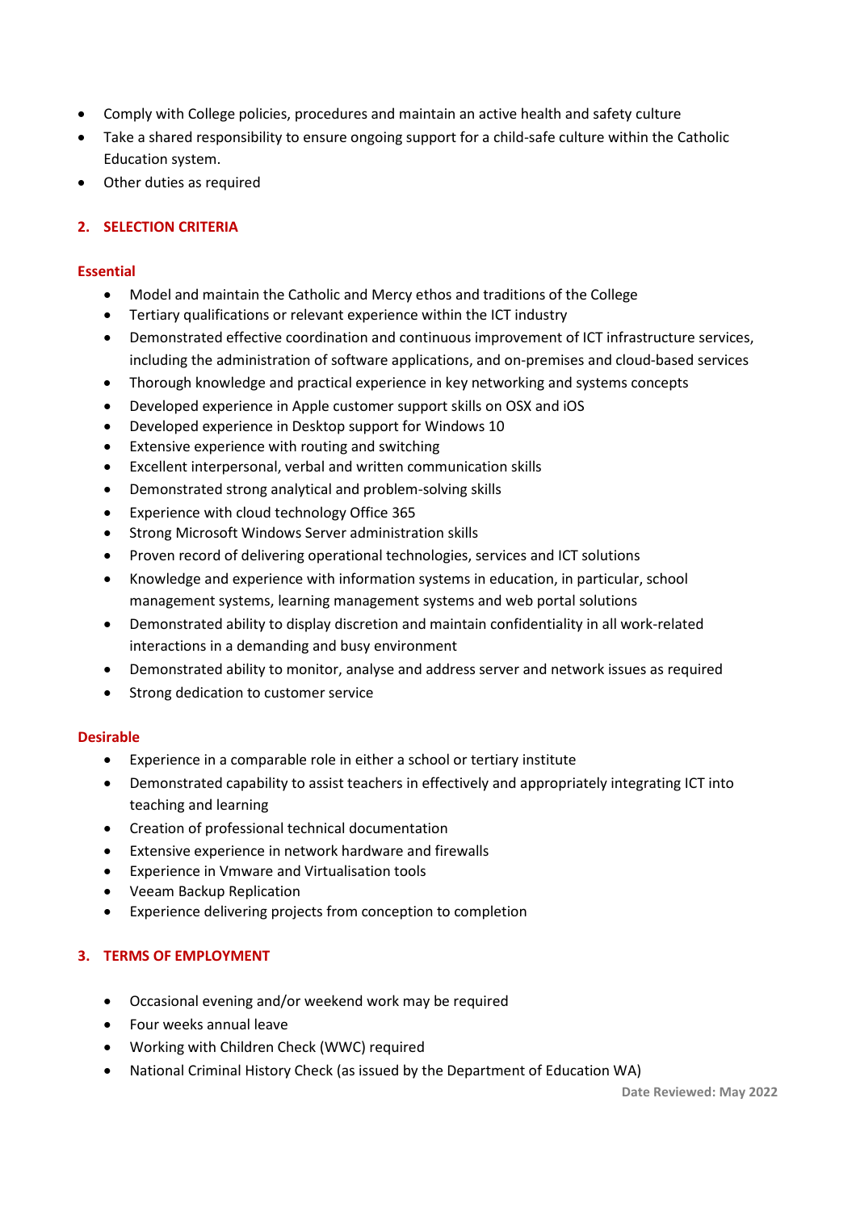- Comply with College policies, procedures and maintain an active health and safety culture
- Take a shared responsibility to ensure ongoing support for a child-safe culture within the Catholic Education system.
- Other duties as required

## 2. SELECTION CRITERIA

### Essential

- Model and maintain the Catholic and Mercy ethos and traditions of the College
- Tertiary qualifications or relevant experience within the ICT industry
- Demonstrated effective coordination and continuous improvement of ICT infrastructure services, including the administration of software applications, and on-premises and cloud-based services
- Thorough knowledge and practical experience in key networking and systems concepts
- Developed experience in Apple customer support skills on OSX and iOS
- Developed experience in Desktop support for Windows 10
- Extensive experience with routing and switching
- Excellent interpersonal, verbal and written communication skills
- Demonstrated strong analytical and problem-solving skills
- Experience with cloud technology Office 365
- Strong Microsoft Windows Server administration skills
- Proven record of delivering operational technologies, services and ICT solutions
- Knowledge and experience with information systems in education, in particular, school management systems, learning management systems and web portal solutions
- Demonstrated ability to display discretion and maintain confidentiality in all work-related interactions in a demanding and busy environment
- Demonstrated ability to monitor, analyse and address server and network issues as required
- Strong dedication to customer service

### Desirable

- Experience in a comparable role in either a school or tertiary institute
- Demonstrated capability to assist teachers in effectively and appropriately integrating ICT into teaching and learning
- Creation of professional technical documentation
- Extensive experience in network hardware and firewalls
- Experience in Vmware and Virtualisation tools
- Veeam Backup Replication
- Experience delivering projects from conception to completion

## 3. TERMS OF EMPLOYMENT

- Occasional evening and/or weekend work may be required
- Four weeks annual leave
- Working with Children Check (WWC) required
- National Criminal History Check (as issued by the Department of Education WA)

**Date Reviewed: May 2022**